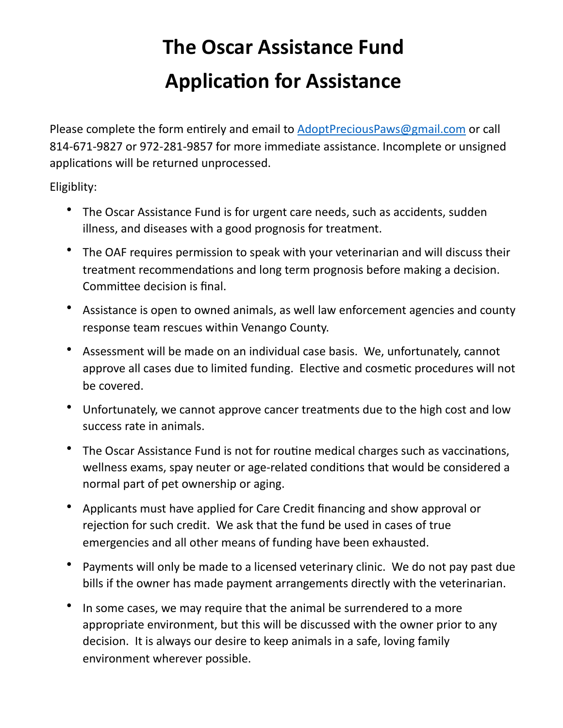# The Oscar Assistance Fund

# Application for Assistance

Please complete the form entirely and email to [AdoptPreciousPaws@gmail.com](mailto:AdoptPreciousPaws@gmail.com) or call 814-671-9827 or 972-281-9857 for more immediate assistance. Incomplete or unsigned applications will be returned unprocessed.

Eligiblity:

- The Oscar Assistance Fund is for urgent care needs, such as accidents, sudden illness, and diseases with a good prognosis for treatment.
- The OAF requires permission to speak with your veterinarian and will discuss their treatment recommendations and long term prognosis before making a decision. Committee decision is final.
- Assistance is open to owned animals, as well law enforcement agencies and county response team rescues within Venango County.
- Assessment will be made on an individual case basis. We, unfortunately, cannot approve all cases due to limited funding. Elective and cosmetic procedures will not be covered.
- Unfortunately, we cannot approve cancer treatments due to the high cost and low success rate in animals.
- The Oscar Assistance Fund is not for routine medical charges such as vaccinations, wellness exams, spay neuter or age-related conditions that would be considered a normal part of pet ownership or aging.
- Applicants must have applied for Care Credit financing and show approval or rejection for such credit. We ask that the fund be used in cases of true emergencies and all other means of funding have been exhausted.
- Payments will only be made to a licensed veterinary clinic. We do not pay past due bills if the owner has made payment arrangements directly with the veterinarian.
- In some cases, we may require that the animal be surrendered to a more appropriate environment, but this will be discussed with the owner prior to any decision. It is always our desire to keep animals in a safe, loving family environment wherever possible.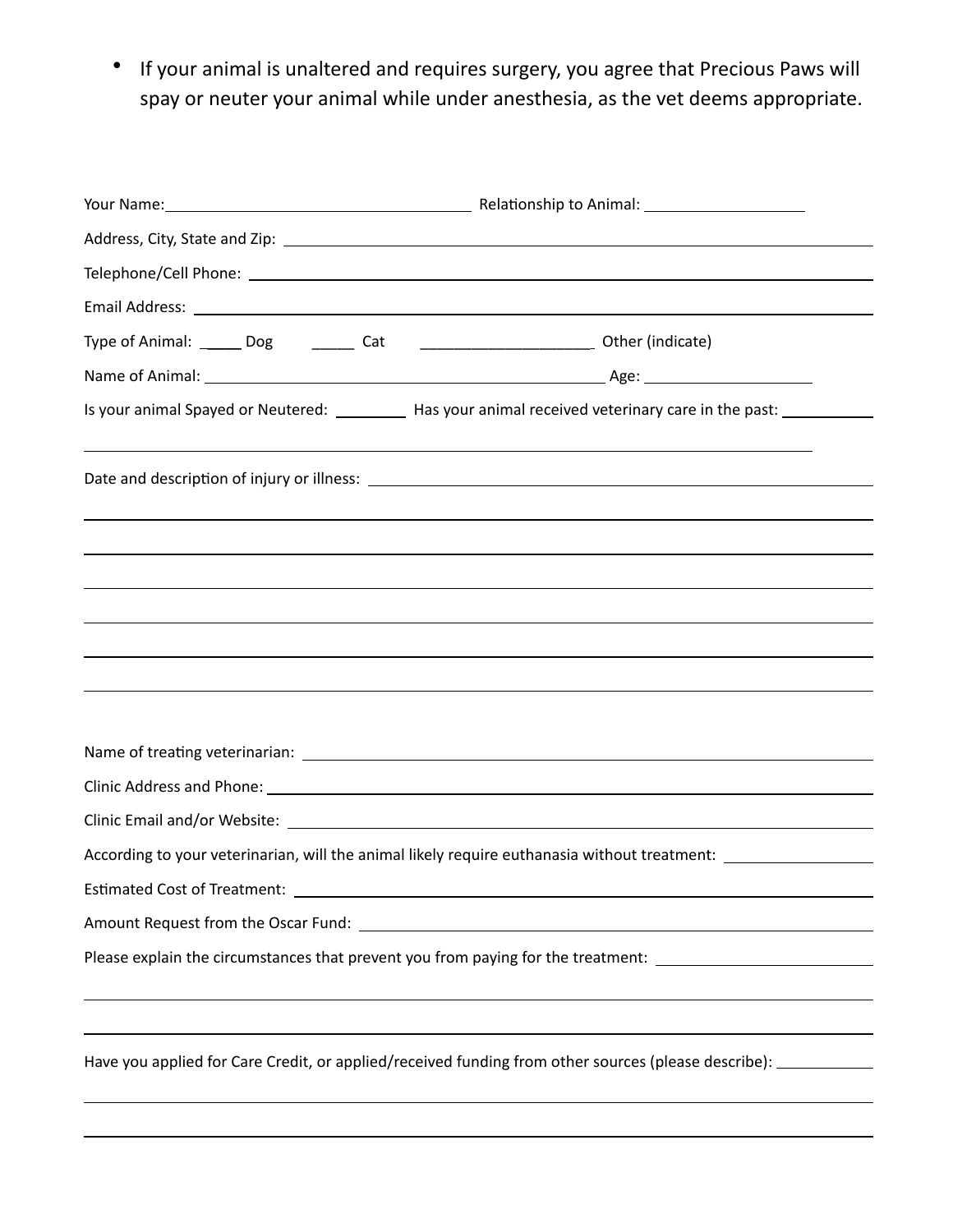- If your animal is unaltered and requires surgery, you agree that Precious Paws will spay or neuter your animal while under anesthesia, as the vet deems appropriate.

Your Name: ______________________________ Relationship to Animal: ________________

Address, City, State and Zip: ______________________________________________________

Telephone/Cell Phone: ______________________________________________________

Email Address: ______________________________________________________

Type of Animal: _____ Dog _____ Cat ____________________ Other (indicate)

Name of Animal: ________________________________________ Age: ________________

Is your animal Spayed or Neutered: ________ Has your animal received veterinary care in the past: __________

______________________________________________________________________________

Date and description of injury or illness: ______________________________________________________

______________________________________________________________________________

______________________________________________________________________________

______________________________________________________________________________

______________________________________________________________________________

______________________________________________________________________________

______________________________________________________________________________

Name of treating veterinarian: ______________________________________________________

Clinic Address and Phone: ______________________________________________________

Clinic Email and/or Website: ______________________________________________________

According to your veterinarian, will the animal likely require euthanasia without treatment: ________________

Estimated Cost of Treatment: ______________________________________________________

Amount Request from the Oscar Fund: ______________________________________________________

Please explain the circumstances that prevent you from paying for the treatment: ______________________

______________________________________________________________________________

______________________________________________________________________________

Have you applied for Care Credit, or applied/received funding from other sources (please describe): __________

______________________________________________________________________________

______________________________________________________________________________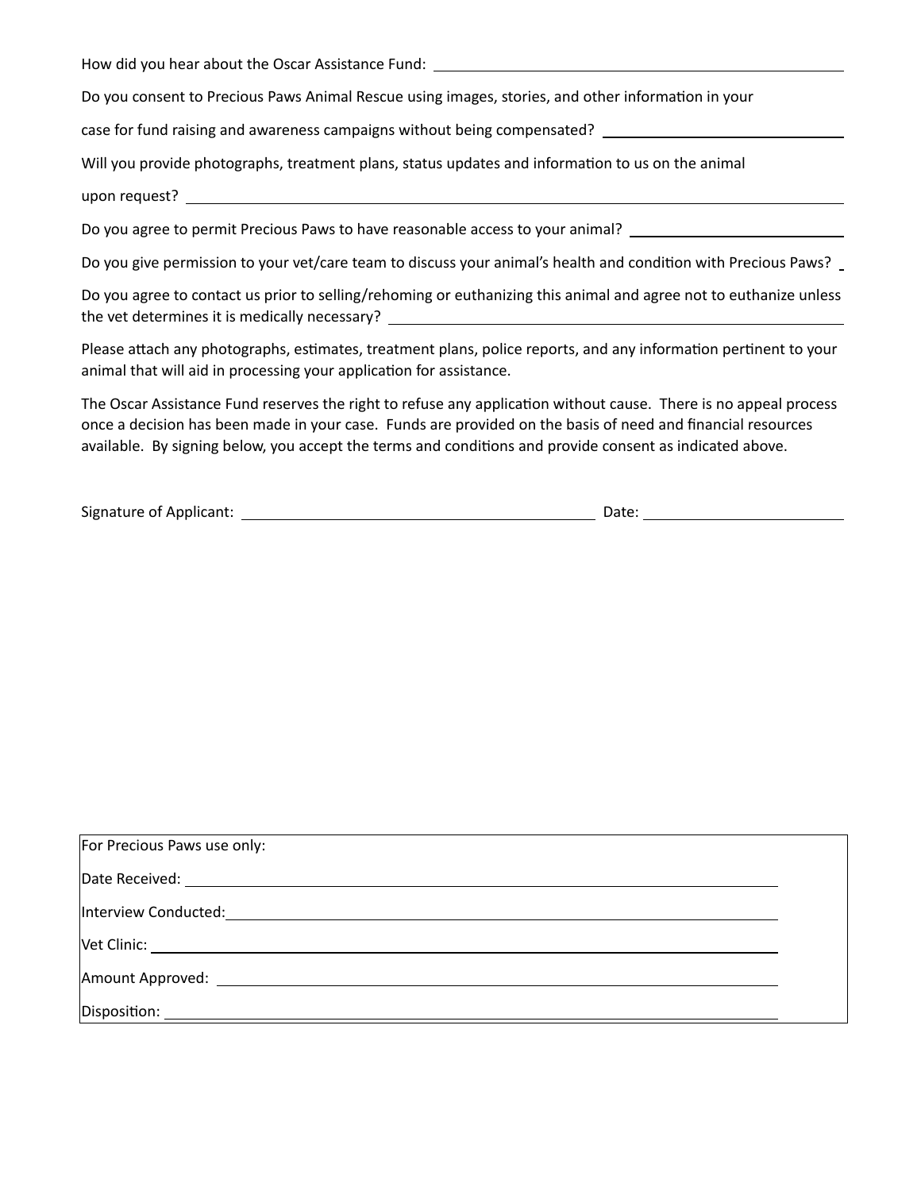How did you hear about the Oscar Assistance Fund: ______________________________

Do you consent to Precious Paws Animal Rescue using images, stories, and other information in your case for fund raising and awareness campaigns without being compensated? ______________________________

Will you provide photographs, treatment plans, status updates and information to us on the animal upon request? ______________________________

Do you agree to permit Precious Paws to have reasonable access to your animal? ______________________________

Do you give permission to your vet/care team to discuss your animal's health and condition with Precious Paws? _

Do you agree to contact us prior to selling/rehoming or euthanizing this animal and agree not to euthanize unless the vet determines it is medically necessary? ______________________________

Please attach any photographs, estimates, treatment plans, police reports, and any information pertinent to your animal that will aid in processing your application for assistance.

The Oscar Assistance Fund reserves the right to refuse any application without cause. There is no appeal process once a decision has been made in your case. Funds are provided on the basis of need and financial resources available. By signing below, you accept the terms and conditions and provide consent as indicated above.

Signature of Applicant: ______________________________ Date: ______________________________

| For Precious Paws use only: |
|---|
| Date Received: ______________________________ |
| Interview Conducted: ______________________________ |
| Vet Clinic: ______________________________ |
| Amount Approved: ______________________________ |
| Disposition: ______________________________ |